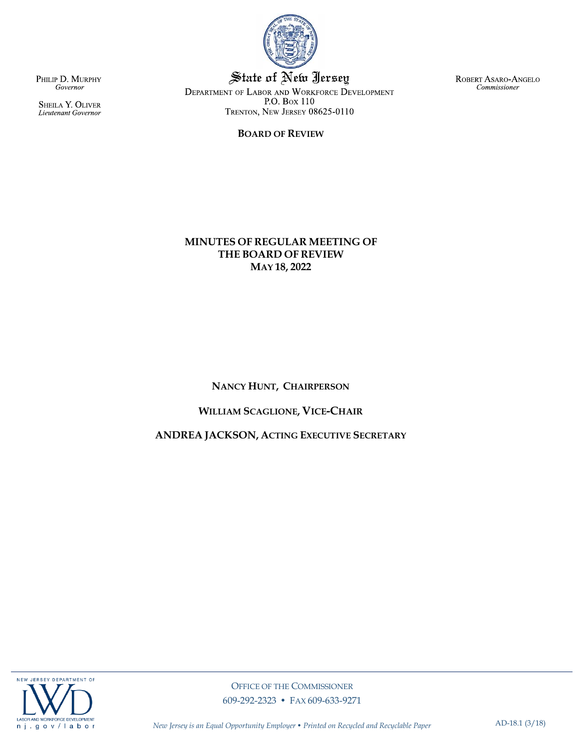PHILIP D. MURPHY
*Governor*

SHEILA Y. OLIVER
*Lieutenant Governor*

State of New Jersey

DEPARTMENT OF LABOR AND WORKFORCE DEVELOPMENT
P.O. BOX 110
TRENTON, NEW JERSEY 08625-0110

ROBERT ASARO-ANGELO
*Commissioner*

**BOARD OF REVIEW**

# MINUTES OF REGULAR MEETING OF THE BOARD OF REVIEW MAY 18, 2022

**NANCY HUNT, CHAIRPERSON**

**WILLIAM SCAGLIONE, VICE-CHAIR**

**ANDREA JACKSON, ACTING EXECUTIVE SECRETARY**

OFFICE OF THE COMMISSIONER
609-292-2323 • FAX 609-633-9271

*New Jersey is an Equal Opportunity Employer • Printed on Recycled and Recyclable Paper*

AD-18.1 (3/18)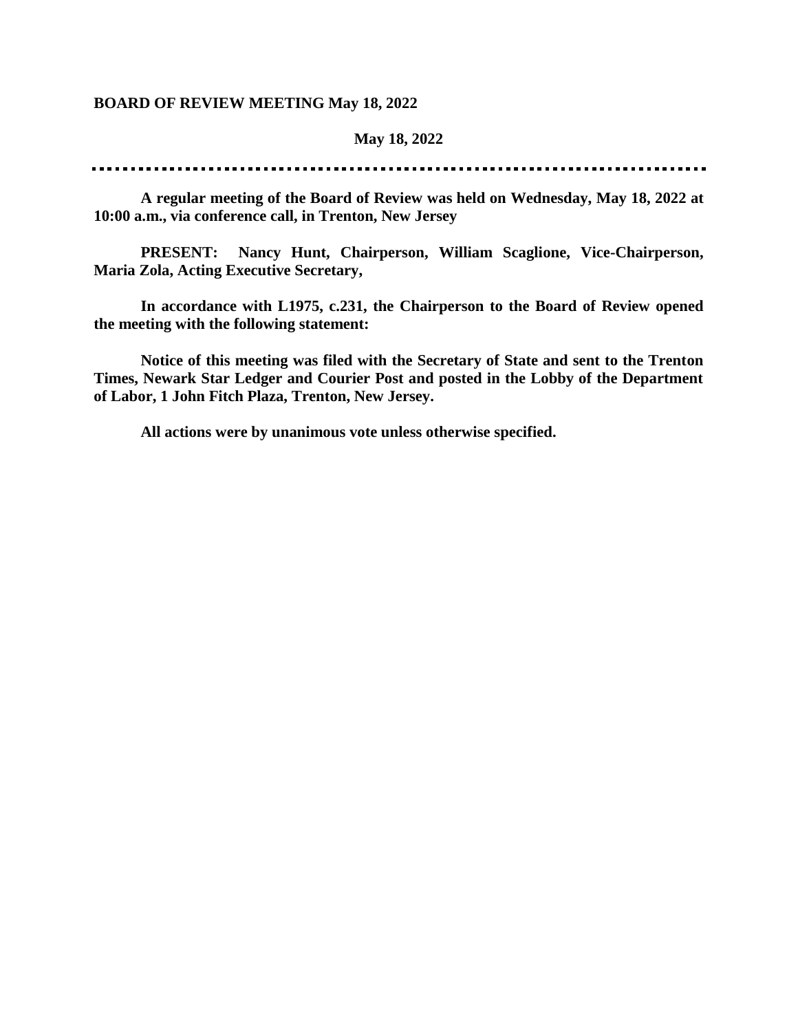**BOARD OF REVIEW MEETING May 18, 2022**

**May 18, 2022**

---

**A regular meeting of the Board of Review was held on Wednesday, May 18, 2022 at 10:00 a.m., via conference call, in Trenton, New Jersey**

**PRESENT: Nancy Hunt, Chairperson, William Scaglione, Vice-Chairperson, Maria Zola, Acting Executive Secretary,**

**In accordance with L1975, c.231, the Chairperson to the Board of Review opened the meeting with the following statement:**

**Notice of this meeting was filed with the Secretary of State and sent to the Trenton Times, Newark Star Ledger and Courier Post and posted in the Lobby of the Department of Labor, 1 John Fitch Plaza, Trenton, New Jersey.**

**All actions were by unanimous vote unless otherwise specified.**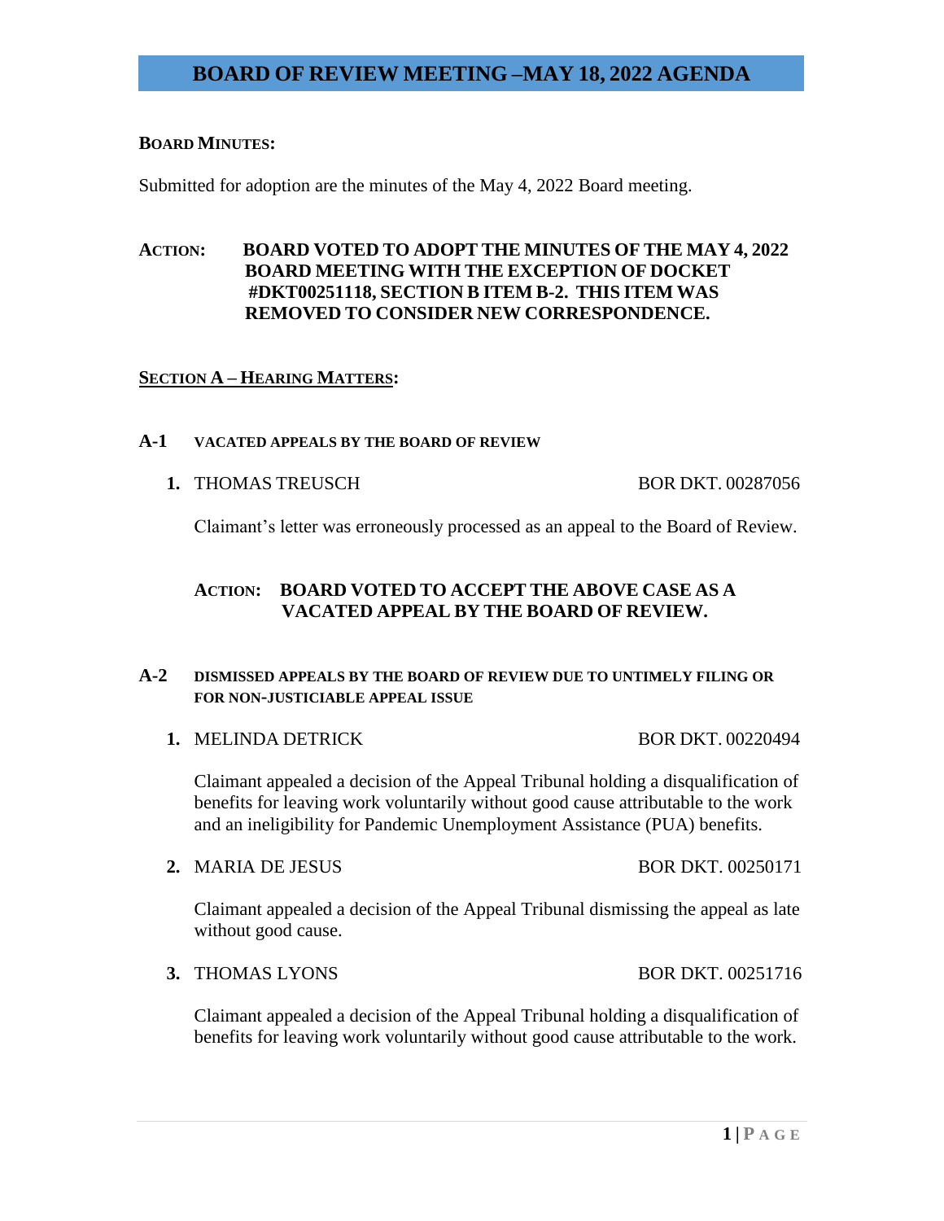# BOARD OF REVIEW MEETING –MAY 18, 2022 AGENDA

**BOARD MINUTES:**

Submitted for adoption are the minutes of the May 4, 2022 Board meeting.

**ACTION: BOARD VOTED TO ADOPT THE MINUTES OF THE MAY 4, 2022 BOARD MEETING WITH THE EXCEPTION OF DOCKET #DKT00251118, SECTION B ITEM B-2. THIS ITEM WAS REMOVED TO CONSIDER NEW CORRESPONDENCE.**

## SECTION A – HEARING MATTERS:

### A-1 VACATED APPEALS BY THE BOARD OF REVIEW

**1.** THOMAS TREUSCH — BOR DKT. 00287056

Claimant's letter was erroneously processed as an appeal to the Board of Review.

**ACTION: BOARD VOTED TO ACCEPT THE ABOVE CASE AS A VACATED APPEAL BY THE BOARD OF REVIEW.**

### A-2 DISMISSED APPEALS BY THE BOARD OF REVIEW DUE TO UNTIMELY FILING OR FOR NON-JUSTICIABLE APPEAL ISSUE

**1.** MELINDA DETRICK — BOR DKT. 00220494

Claimant appealed a decision of the Appeal Tribunal holding a disqualification of benefits for leaving work voluntarily without good cause attributable to the work and an ineligibility for Pandemic Unemployment Assistance (PUA) benefits.

**2.** MARIA DE JESUS — BOR DKT. 00250171

Claimant appealed a decision of the Appeal Tribunal dismissing the appeal as late without good cause.

**3.** THOMAS LYONS — BOR DKT. 00251716

Claimant appealed a decision of the Appeal Tribunal holding a disqualification of benefits for leaving work voluntarily without good cause attributable to the work.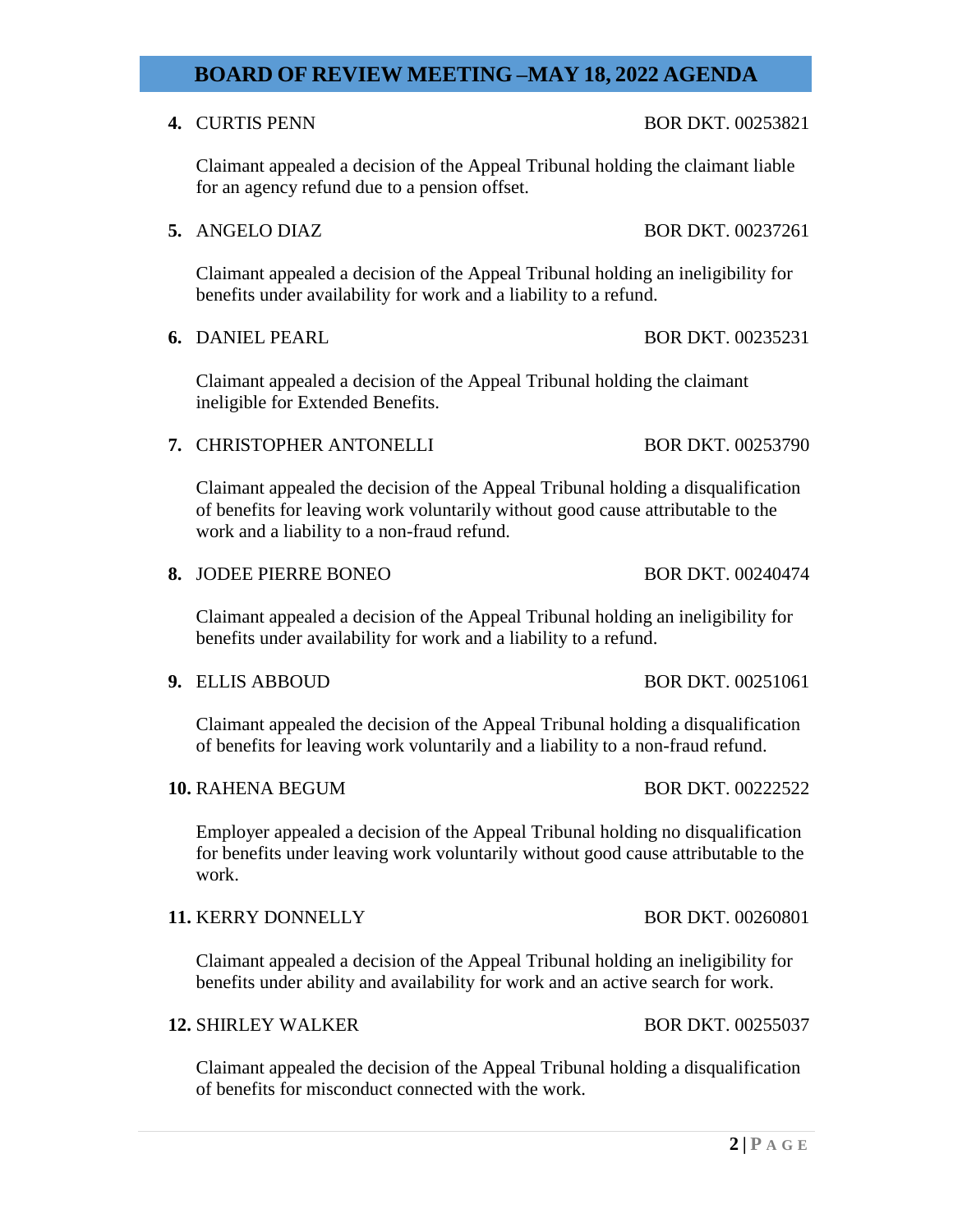**4.** CURTIS PENN BOR DKT. 00253821

Claimant appealed a decision of the Appeal Tribunal holding the claimant liable for an agency refund due to a pension offset.

**5.** ANGELO DIAZ BOR DKT. 00237261

Claimant appealed a decision of the Appeal Tribunal holding an ineligibility for benefits under availability for work and a liability to a refund.

**6.** DANIEL PEARL BOR DKT. 00235231

Claimant appealed a decision of the Appeal Tribunal holding the claimant ineligible for Extended Benefits.

**7.** CHRISTOPHER ANTONELLI BOR DKT. 00253790

Claimant appealed the decision of the Appeal Tribunal holding a disqualification of benefits for leaving work voluntarily without good cause attributable to the work and a liability to a non-fraud refund.

**8.** JODEE PIERRE BONEO BOR DKT. 00240474

Claimant appealed a decision of the Appeal Tribunal holding an ineligibility for benefits under availability for work and a liability to a refund.

**9.** ELLIS ABBOUD BOR DKT. 00251061

Claimant appealed the decision of the Appeal Tribunal holding a disqualification of benefits for leaving work voluntarily and a liability to a non-fraud refund.

**10.** RAHENA BEGUM BOR DKT. 00222522

Employer appealed a decision of the Appeal Tribunal holding no disqualification for benefits under leaving work voluntarily without good cause attributable to the work.

**11.** KERRY DONNELLY BOR DKT. 00260801

Claimant appealed a decision of the Appeal Tribunal holding an ineligibility for benefits under ability and availability for work and an active search for work.

**12.** SHIRLEY WALKER BOR DKT. 00255037

Claimant appealed the decision of the Appeal Tribunal holding a disqualification of benefits for misconduct connected with the work.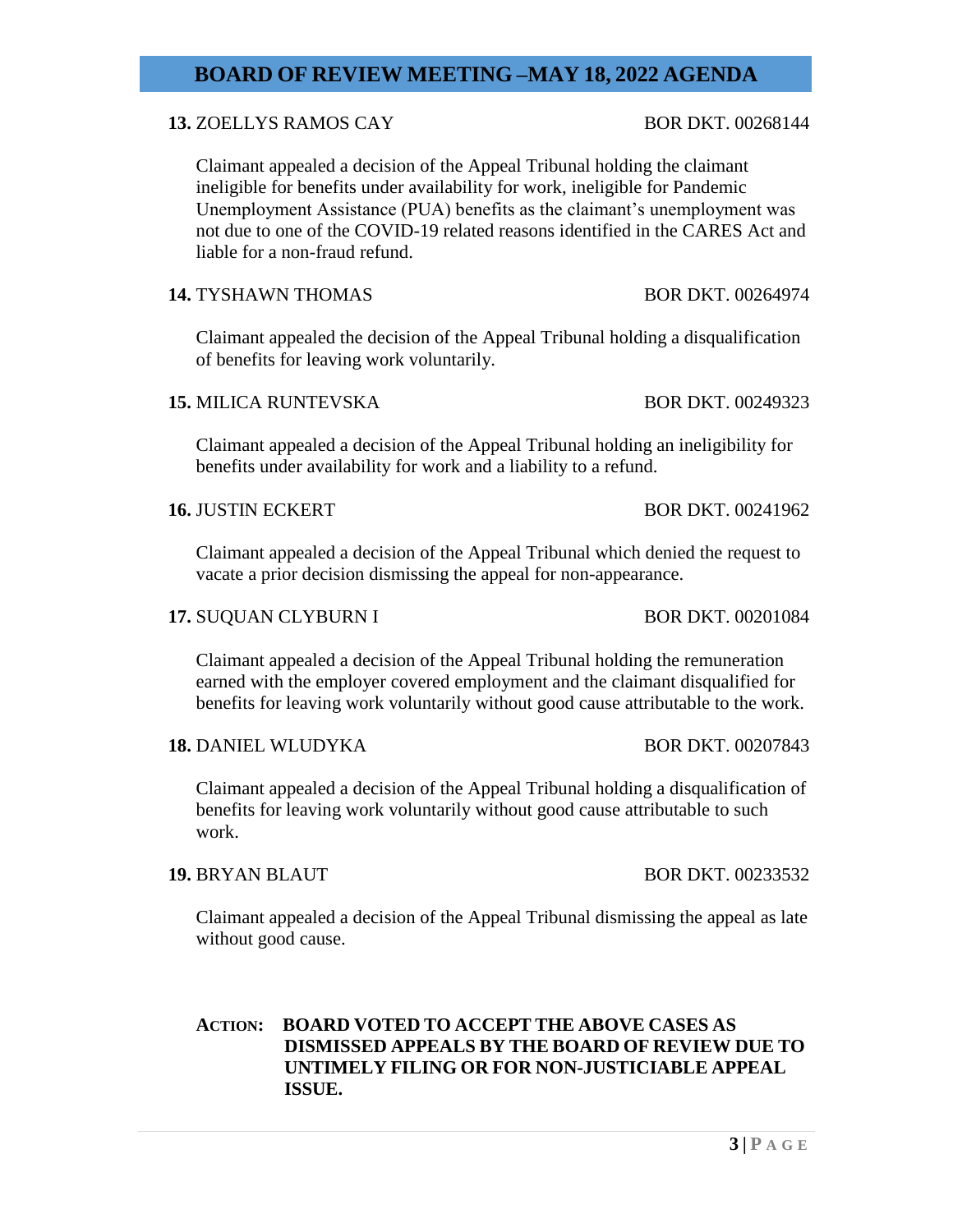## BOARD OF REVIEW MEETING –MAY 18, 2022 AGENDA

**13.** ZOELLYS RAMOS CAY BOR DKT. 00268144

Claimant appealed a decision of the Appeal Tribunal holding the claimant ineligible for benefits under availability for work, ineligible for Pandemic Unemployment Assistance (PUA) benefits as the claimant's unemployment was not due to one of the COVID-19 related reasons identified in the CARES Act and liable for a non-fraud refund.

**14.** TYSHAWN THOMAS BOR DKT. 00264974

Claimant appealed the decision of the Appeal Tribunal holding a disqualification of benefits for leaving work voluntarily.

**15.** MILICA RUNTEVSKA BOR DKT. 00249323

Claimant appealed a decision of the Appeal Tribunal holding an ineligibility for benefits under availability for work and a liability to a refund.

**16.** JUSTIN ECKERT BOR DKT. 00241962

Claimant appealed a decision of the Appeal Tribunal which denied the request to vacate a prior decision dismissing the appeal for non-appearance.

**17.** SUQUAN CLYBURN I BOR DKT. 00201084

Claimant appealed a decision of the Appeal Tribunal holding the remuneration earned with the employer covered employment and the claimant disqualified for benefits for leaving work voluntarily without good cause attributable to the work.

**18.** DANIEL WLUDYKA BOR DKT. 00207843

Claimant appealed a decision of the Appeal Tribunal holding a disqualification of benefits for leaving work voluntarily without good cause attributable to such work.

**19.** BRYAN BLAUT BOR DKT. 00233532

Claimant appealed a decision of the Appeal Tribunal dismissing the appeal as late without good cause.

**ACTION: BOARD VOTED TO ACCEPT THE ABOVE CASES AS DISMISSED APPEALS BY THE BOARD OF REVIEW DUE TO UNTIMELY FILING OR FOR NON-JUSTICIABLE APPEAL ISSUE.**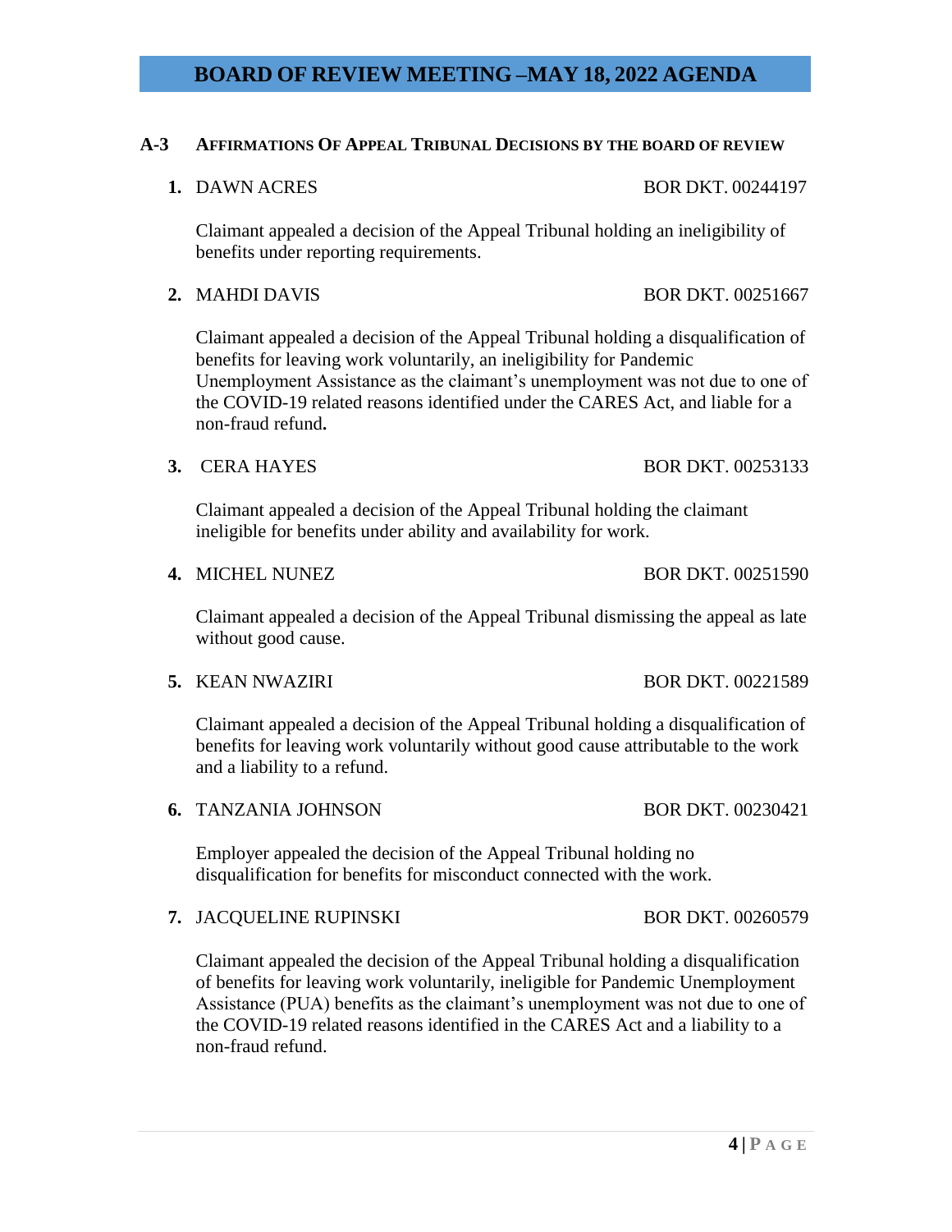# BOARD OF REVIEW MEETING –MAY 18, 2022 AGENDA

## A-3 AFFIRMATIONS OF APPEAL TRIBUNAL DECISIONS BY THE BOARD OF REVIEW

**1.** DAWN ACRES — BOR DKT. 00244197

Claimant appealed a decision of the Appeal Tribunal holding an ineligibility of benefits under reporting requirements.

**2.** MAHDI DAVIS — BOR DKT. 00251667

Claimant appealed a decision of the Appeal Tribunal holding a disqualification of benefits for leaving work voluntarily, an ineligibility for Pandemic Unemployment Assistance as the claimant's unemployment was not due to one of the COVID-19 related reasons identified under the CARES Act, and liable for a non-fraud refund**.**

**3.** CERA HAYES — BOR DKT. 00253133

Claimant appealed a decision of the Appeal Tribunal holding the claimant ineligible for benefits under ability and availability for work.

**4.** MICHEL NUNEZ — BOR DKT. 00251590

Claimant appealed a decision of the Appeal Tribunal dismissing the appeal as late without good cause.

**5.** KEAN NWAZIRI — BOR DKT. 00221589

Claimant appealed a decision of the Appeal Tribunal holding a disqualification of benefits for leaving work voluntarily without good cause attributable to the work and a liability to a refund.

**6.** TANZANIA JOHNSON — BOR DKT. 00230421

Employer appealed the decision of the Appeal Tribunal holding no disqualification for benefits for misconduct connected with the work.

**7.** JACQUELINE RUPINSKI — BOR DKT. 00260579

Claimant appealed the decision of the Appeal Tribunal holding a disqualification of benefits for leaving work voluntarily, ineligible for Pandemic Unemployment Assistance (PUA) benefits as the claimant's unemployment was not due to one of the COVID-19 related reasons identified in the CARES Act and a liability to a non-fraud refund.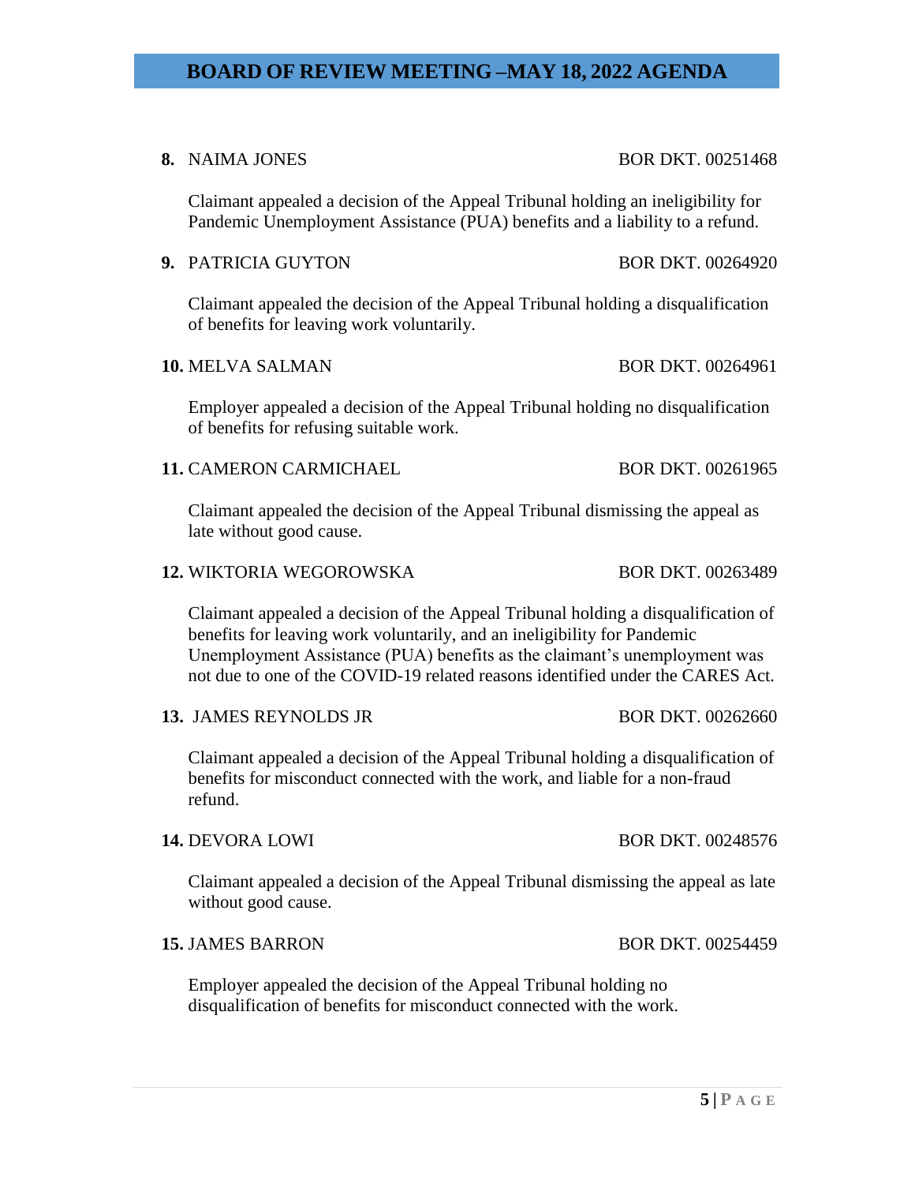# BOARD OF REVIEW MEETING –MAY 18, 2022 AGENDA

**8.** NAIMA JONES BOR DKT. 00251468

Claimant appealed a decision of the Appeal Tribunal holding an ineligibility for Pandemic Unemployment Assistance (PUA) benefits and a liability to a refund.

**9.** PATRICIA GUYTON BOR DKT. 00264920

Claimant appealed the decision of the Appeal Tribunal holding a disqualification of benefits for leaving work voluntarily.

**10.** MELVA SALMAN BOR DKT. 00264961

Employer appealed a decision of the Appeal Tribunal holding no disqualification of benefits for refusing suitable work.

**11.** CAMERON CARMICHAEL BOR DKT. 00261965

Claimant appealed the decision of the Appeal Tribunal dismissing the appeal as late without good cause.

**12.** WIKTORIA WEGOROWSKA BOR DKT. 00263489

Claimant appealed a decision of the Appeal Tribunal holding a disqualification of benefits for leaving work voluntarily, and an ineligibility for Pandemic Unemployment Assistance (PUA) benefits as the claimant's unemployment was not due to one of the COVID-19 related reasons identified under the CARES Act.

**13.** JAMES REYNOLDS JR BOR DKT. 00262660

Claimant appealed a decision of the Appeal Tribunal holding a disqualification of benefits for misconduct connected with the work, and liable for a non-fraud refund.

**14.** DEVORA LOWI BOR DKT. 00248576

Claimant appealed a decision of the Appeal Tribunal dismissing the appeal as late without good cause.

**15.** JAMES BARRON BOR DKT. 00254459

Employer appealed the decision of the Appeal Tribunal holding no disqualification of benefits for misconduct connected with the work.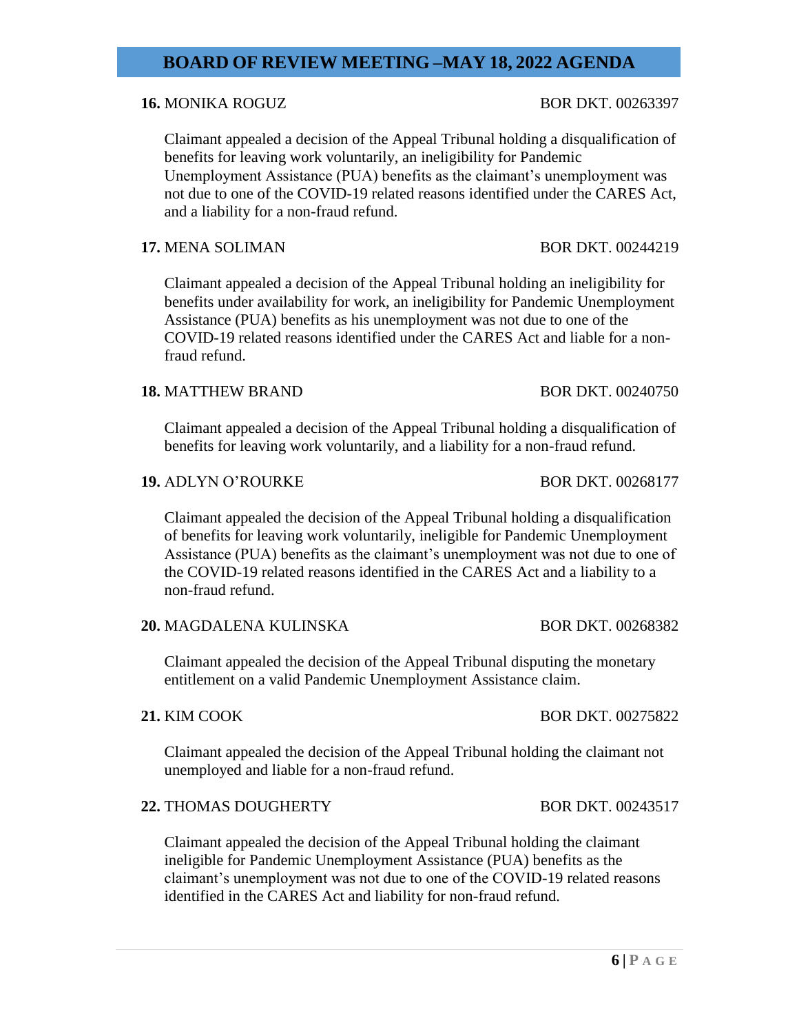## BOARD OF REVIEW MEETING –MAY 18, 2022 AGENDA

**16.** MONIKA ROGUZ BOR DKT. 00263397

Claimant appealed a decision of the Appeal Tribunal holding a disqualification of benefits for leaving work voluntarily, an ineligibility for Pandemic Unemployment Assistance (PUA) benefits as the claimant's unemployment was not due to one of the COVID-19 related reasons identified under the CARES Act, and a liability for a non-fraud refund.

**17.** MENA SOLIMAN BOR DKT. 00244219

Claimant appealed a decision of the Appeal Tribunal holding an ineligibility for benefits under availability for work, an ineligibility for Pandemic Unemployment Assistance (PUA) benefits as his unemployment was not due to one of the COVID-19 related reasons identified under the CARES Act and liable for a non-fraud refund.

**18.** MATTHEW BRAND BOR DKT. 00240750

Claimant appealed a decision of the Appeal Tribunal holding a disqualification of benefits for leaving work voluntarily, and a liability for a non-fraud refund.

**19.** ADLYN O'ROURKE BOR DKT. 00268177

Claimant appealed the decision of the Appeal Tribunal holding a disqualification of benefits for leaving work voluntarily, ineligible for Pandemic Unemployment Assistance (PUA) benefits as the claimant's unemployment was not due to one of the COVID-19 related reasons identified in the CARES Act and a liability to a non-fraud refund.

**20.** MAGDALENA KULINSKA BOR DKT. 00268382

Claimant appealed the decision of the Appeal Tribunal disputing the monetary entitlement on a valid Pandemic Unemployment Assistance claim.

**21.** KIM COOK BOR DKT. 00275822

Claimant appealed the decision of the Appeal Tribunal holding the claimant not unemployed and liable for a non-fraud refund.

**22.** THOMAS DOUGHERTY BOR DKT. 00243517

Claimant appealed the decision of the Appeal Tribunal holding the claimant ineligible for Pandemic Unemployment Assistance (PUA) benefits as the claimant's unemployment was not due to one of the COVID-19 related reasons identified in the CARES Act and liability for non-fraud refund.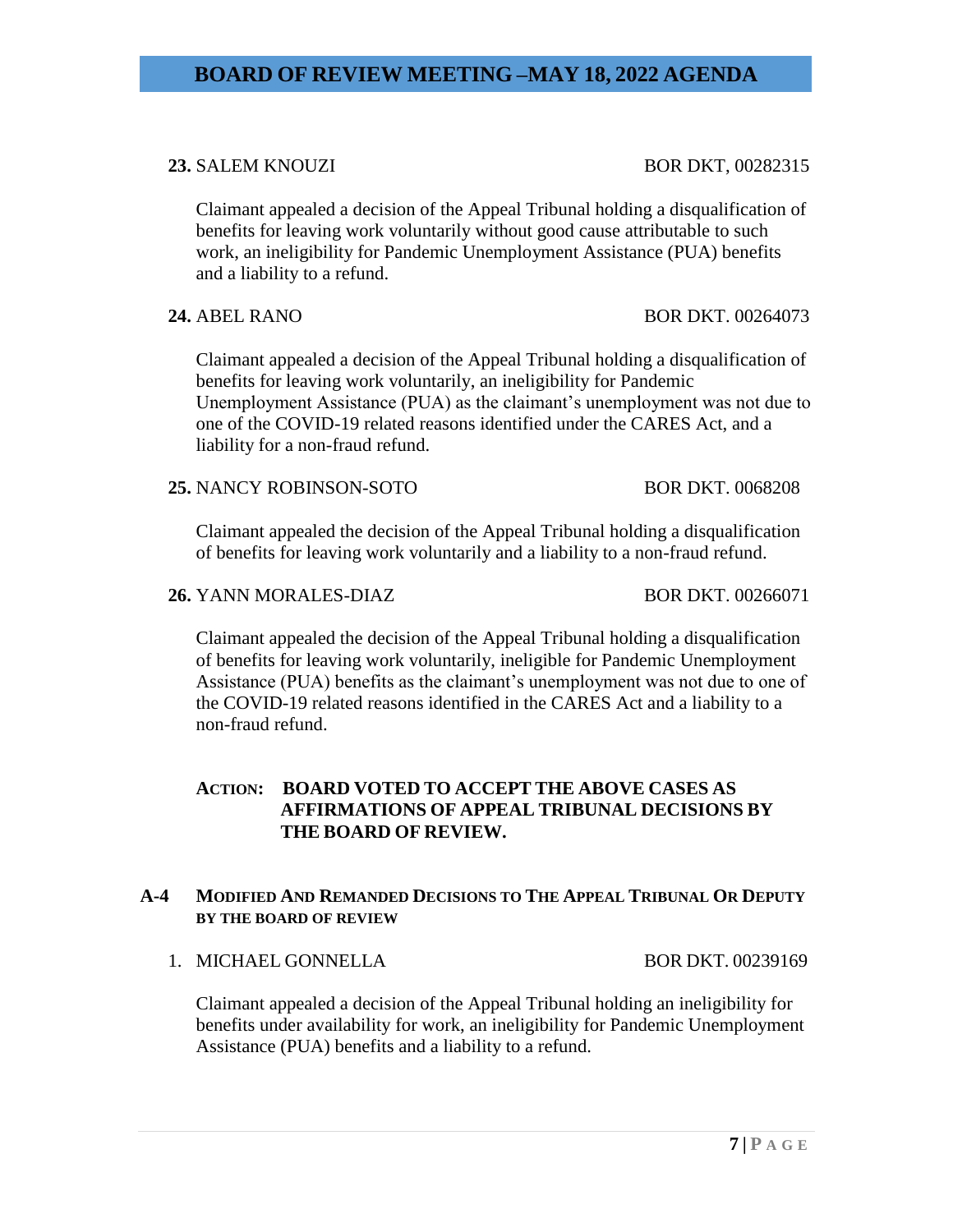**23.** SALEM KNOUZI BOR DKT, 00282315

Claimant appealed a decision of the Appeal Tribunal holding a disqualification of benefits for leaving work voluntarily without good cause attributable to such work, an ineligibility for Pandemic Unemployment Assistance (PUA) benefits and a liability to a refund.

**24.** ABEL RANO BOR DKT. 00264073

Claimant appealed a decision of the Appeal Tribunal holding a disqualification of benefits for leaving work voluntarily, an ineligibility for Pandemic Unemployment Assistance (PUA) as the claimant's unemployment was not due to one of the COVID-19 related reasons identified under the CARES Act, and a liability for a non-fraud refund.

**25.** NANCY ROBINSON-SOTO BOR DKT. 0068208

Claimant appealed the decision of the Appeal Tribunal holding a disqualification of benefits for leaving work voluntarily and a liability to a non-fraud refund.

**26.** YANN MORALES-DIAZ BOR DKT. 00266071

Claimant appealed the decision of the Appeal Tribunal holding a disqualification of benefits for leaving work voluntarily, ineligible for Pandemic Unemployment Assistance (PUA) benefits as the claimant's unemployment was not due to one of the COVID-19 related reasons identified in the CARES Act and a liability to a non-fraud refund.

**ACTION: BOARD VOTED TO ACCEPT THE ABOVE CASES AS AFFIRMATIONS OF APPEAL TRIBUNAL DECISIONS BY THE BOARD OF REVIEW.**

## A-4 MODIFIED AND REMANDED DECISIONS TO THE APPEAL TRIBUNAL OR DEPUTY BY THE BOARD OF REVIEW

1. MICHAEL GONNELLA BOR DKT. 00239169

Claimant appealed a decision of the Appeal Tribunal holding an ineligibility for benefits under availability for work, an ineligibility for Pandemic Unemployment Assistance (PUA) benefits and a liability to a refund.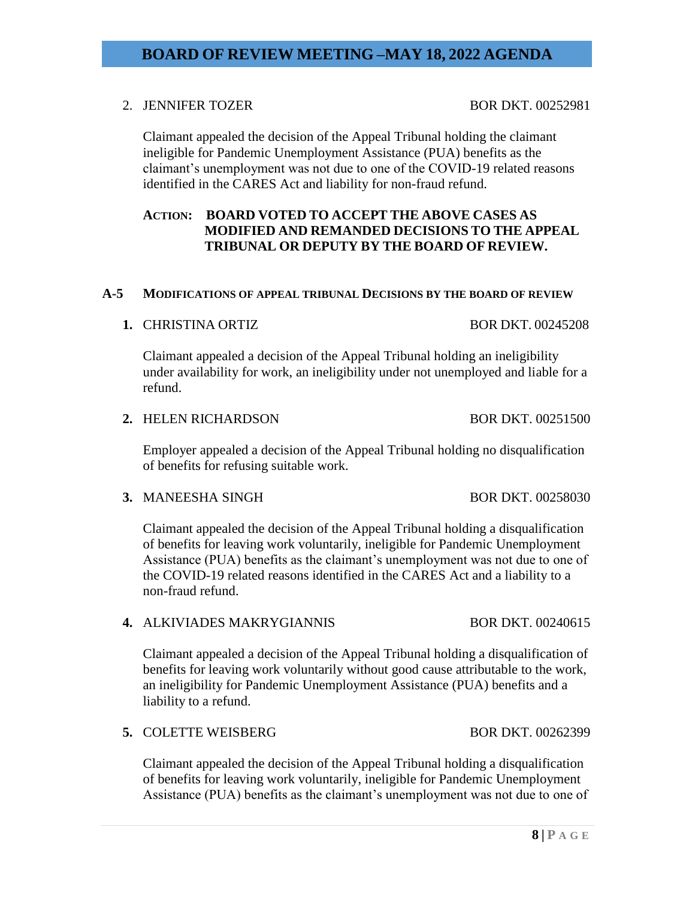2. JENNIFER TOZER BOR DKT. 00252981

Claimant appealed the decision of the Appeal Tribunal holding the claimant ineligible for Pandemic Unemployment Assistance (PUA) benefits as the claimant's unemployment was not due to one of the COVID-19 related reasons identified in the CARES Act and liability for non-fraud refund.

**ACTION: BOARD VOTED TO ACCEPT THE ABOVE CASES AS MODIFIED AND REMANDED DECISIONS TO THE APPEAL TRIBUNAL OR DEPUTY BY THE BOARD OF REVIEW.**

## A-5 MODIFICATIONS OF APPEAL TRIBUNAL DECISIONS BY THE BOARD OF REVIEW

**1.** CHRISTINA ORTIZ BOR DKT. 00245208

Claimant appealed a decision of the Appeal Tribunal holding an ineligibility under availability for work, an ineligibility under not unemployed and liable for a refund.

**2.** HELEN RICHARDSON BOR DKT. 00251500

Employer appealed a decision of the Appeal Tribunal holding no disqualification of benefits for refusing suitable work.

**3.** MANEESHA SINGH BOR DKT. 00258030

Claimant appealed the decision of the Appeal Tribunal holding a disqualification of benefits for leaving work voluntarily, ineligible for Pandemic Unemployment Assistance (PUA) benefits as the claimant's unemployment was not due to one of the COVID-19 related reasons identified in the CARES Act and a liability to a non-fraud refund.

**4.** ALKIVIADES MAKRYGIANNIS BOR DKT. 00240615

Claimant appealed a decision of the Appeal Tribunal holding a disqualification of benefits for leaving work voluntarily without good cause attributable to the work, an ineligibility for Pandemic Unemployment Assistance (PUA) benefits and a liability to a refund.

**5.** COLETTE WEISBERG BOR DKT. 00262399

Claimant appealed the decision of the Appeal Tribunal holding a disqualification of benefits for leaving work voluntarily, ineligible for Pandemic Unemployment Assistance (PUA) benefits as the claimant's unemployment was not due to one of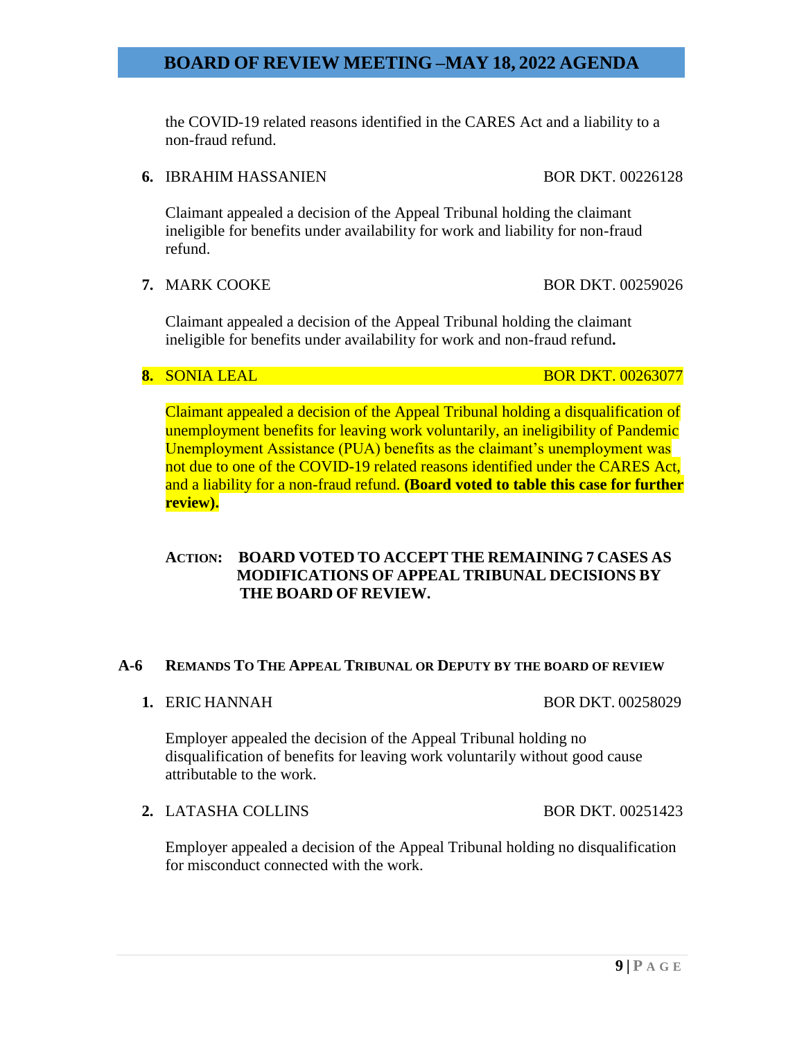the COVID-19 related reasons identified in the CARES Act and a liability to a non-fraud refund.

**6.** IBRAHIM HASSANIEN BOR DKT. 00226128

Claimant appealed a decision of the Appeal Tribunal holding the claimant ineligible for benefits under availability for work and liability for non-fraud refund.

**7.** MARK COOKE BOR DKT. 00259026

Claimant appealed a decision of the Appeal Tribunal holding the claimant ineligible for benefits under availability for work and non-fraud refund**.**

**8.** SONIA LEAL BOR DKT. 00263077

Claimant appealed a decision of the Appeal Tribunal holding a disqualification of unemployment benefits for leaving work voluntarily, an ineligibility of Pandemic Unemployment Assistance (PUA) benefits as the claimant's unemployment was not due to one of the COVID-19 related reasons identified under the CARES Act, and a liability for a non-fraud refund. **(Board voted to table this case for further review).**

**ACTION: BOARD VOTED TO ACCEPT THE REMAINING 7 CASES AS MODIFICATIONS OF APPEAL TRIBUNAL DECISIONS BY THE BOARD OF REVIEW.**

## A-6 REMANDS TO THE APPEAL TRIBUNAL OR DEPUTY BY THE BOARD OF REVIEW

**1.** ERIC HANNAH BOR DKT. 00258029

Employer appealed the decision of the Appeal Tribunal holding no disqualification of benefits for leaving work voluntarily without good cause attributable to the work.

**2.** LATASHA COLLINS BOR DKT. 00251423

Employer appealed a decision of the Appeal Tribunal holding no disqualification for misconduct connected with the work.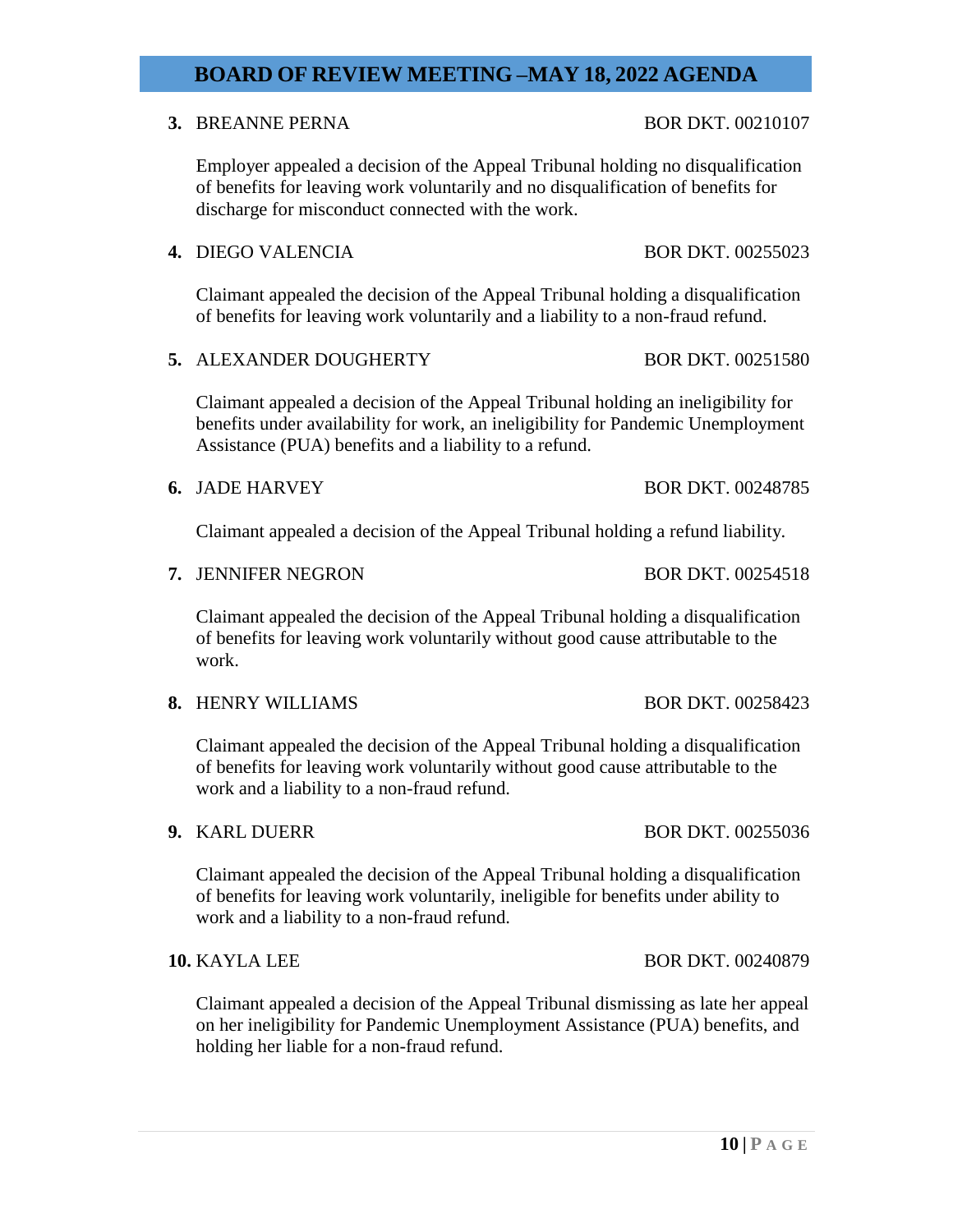## BOARD OF REVIEW MEETING –MAY 18, 2022 AGENDA

**3.** BREANNE PERNA BOR DKT. 00210107

Employer appealed a decision of the Appeal Tribunal holding no disqualification of benefits for leaving work voluntarily and no disqualification of benefits for discharge for misconduct connected with the work.

**4.** DIEGO VALENCIA BOR DKT. 00255023

Claimant appealed the decision of the Appeal Tribunal holding a disqualification of benefits for leaving work voluntarily and a liability to a non-fraud refund.

**5.** ALEXANDER DOUGHERTY BOR DKT. 00251580

Claimant appealed a decision of the Appeal Tribunal holding an ineligibility for benefits under availability for work, an ineligibility for Pandemic Unemployment Assistance (PUA) benefits and a liability to a refund.

**6.** JADE HARVEY BOR DKT. 00248785

Claimant appealed a decision of the Appeal Tribunal holding a refund liability.

**7.** JENNIFER NEGRON BOR DKT. 00254518

Claimant appealed the decision of the Appeal Tribunal holding a disqualification of benefits for leaving work voluntarily without good cause attributable to the work.

**8.** HENRY WILLIAMS BOR DKT. 00258423

Claimant appealed the decision of the Appeal Tribunal holding a disqualification of benefits for leaving work voluntarily without good cause attributable to the work and a liability to a non-fraud refund.

**9.** KARL DUERR BOR DKT. 00255036

Claimant appealed the decision of the Appeal Tribunal holding a disqualification of benefits for leaving work voluntarily, ineligible for benefits under ability to work and a liability to a non-fraud refund.

**10.** KAYLA LEE BOR DKT. 00240879

Claimant appealed a decision of the Appeal Tribunal dismissing as late her appeal on her ineligibility for Pandemic Unemployment Assistance (PUA) benefits, and holding her liable for a non-fraud refund.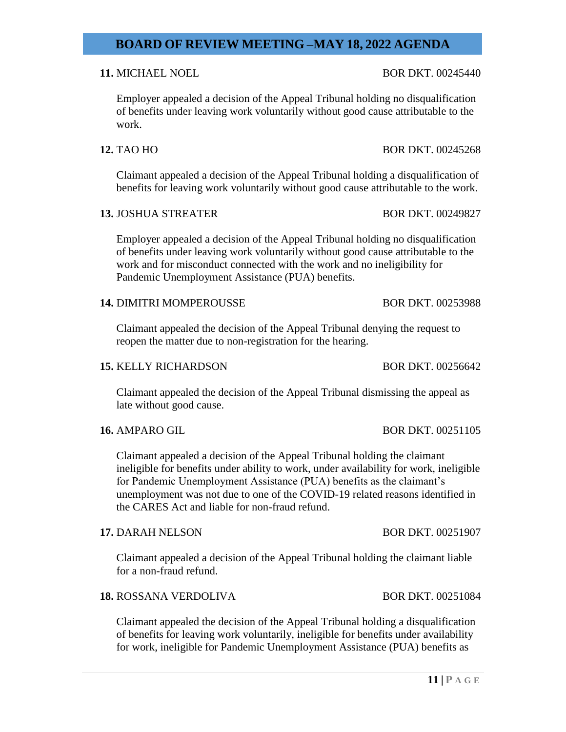## BOARD OF REVIEW MEETING –MAY 18, 2022 AGENDA

**11.** MICHAEL NOEL BOR DKT. 00245440

Employer appealed a decision of the Appeal Tribunal holding no disqualification of benefits under leaving work voluntarily without good cause attributable to the work.

**12.** TAO HO BOR DKT. 00245268

Claimant appealed a decision of the Appeal Tribunal holding a disqualification of benefits for leaving work voluntarily without good cause attributable to the work.

**13.** JOSHUA STREATER BOR DKT. 00249827

Employer appealed a decision of the Appeal Tribunal holding no disqualification of benefits under leaving work voluntarily without good cause attributable to the work and for misconduct connected with the work and no ineligibility for Pandemic Unemployment Assistance (PUA) benefits.

**14.** DIMITRI MOMPEROUSSE BOR DKT. 00253988

Claimant appealed the decision of the Appeal Tribunal denying the request to reopen the matter due to non-registration for the hearing.

**15.** KELLY RICHARDSON BOR DKT. 00256642

Claimant appealed the decision of the Appeal Tribunal dismissing the appeal as late without good cause.

**16.** AMPARO GIL BOR DKT. 00251105

Claimant appealed a decision of the Appeal Tribunal holding the claimant ineligible for benefits under ability to work, under availability for work, ineligible for Pandemic Unemployment Assistance (PUA) benefits as the claimant's unemployment was not due to one of the COVID-19 related reasons identified in the CARES Act and liable for non-fraud refund.

**17.** DARAH NELSON BOR DKT. 00251907

Claimant appealed a decision of the Appeal Tribunal holding the claimant liable for a non-fraud refund.

**18.** ROSSANA VERDOLIVA BOR DKT. 00251084

Claimant appealed the decision of the Appeal Tribunal holding a disqualification of benefits for leaving work voluntarily, ineligible for benefits under availability for work, ineligible for Pandemic Unemployment Assistance (PUA) benefits as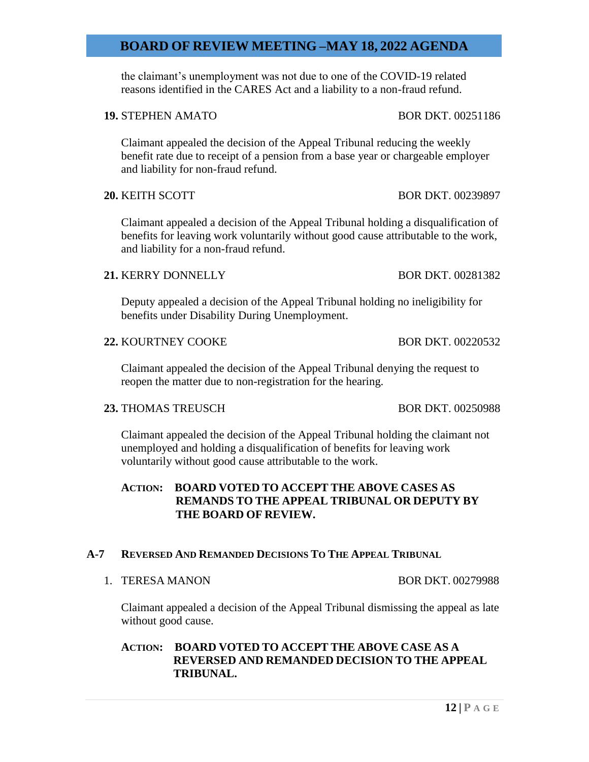the claimant's unemployment was not due to one of the COVID-19 related reasons identified in the CARES Act and a liability to a non-fraud refund.

**19.** STEPHEN AMATO BOR DKT. 00251186

Claimant appealed the decision of the Appeal Tribunal reducing the weekly benefit rate due to receipt of a pension from a base year or chargeable employer and liability for non-fraud refund.

**20.** KEITH SCOTT BOR DKT. 00239897

Claimant appealed a decision of the Appeal Tribunal holding a disqualification of benefits for leaving work voluntarily without good cause attributable to the work, and liability for a non-fraud refund.

**21.** KERRY DONNELLY BOR DKT. 00281382

Deputy appealed a decision of the Appeal Tribunal holding no ineligibility for benefits under Disability During Unemployment.

**22.** KOURTNEY COOKE BOR DKT. 00220532

Claimant appealed the decision of the Appeal Tribunal denying the request to reopen the matter due to non-registration for the hearing.

**23.** THOMAS TREUSCH BOR DKT. 00250988

Claimant appealed the decision of the Appeal Tribunal holding the claimant not unemployed and holding a disqualification of benefits for leaving work voluntarily without good cause attributable to the work.

**ACTION: BOARD VOTED TO ACCEPT THE ABOVE CASES AS REMANDS TO THE APPEAL TRIBUNAL OR DEPUTY BY THE BOARD OF REVIEW.**

## A-7 REVERSED AND REMANDED DECISIONS TO THE APPEAL TRIBUNAL

1. TERESA MANON BOR DKT. 00279988

Claimant appealed a decision of the Appeal Tribunal dismissing the appeal as late without good cause.

**ACTION: BOARD VOTED TO ACCEPT THE ABOVE CASE AS A REVERSED AND REMANDED DECISION TO THE APPEAL TRIBUNAL.**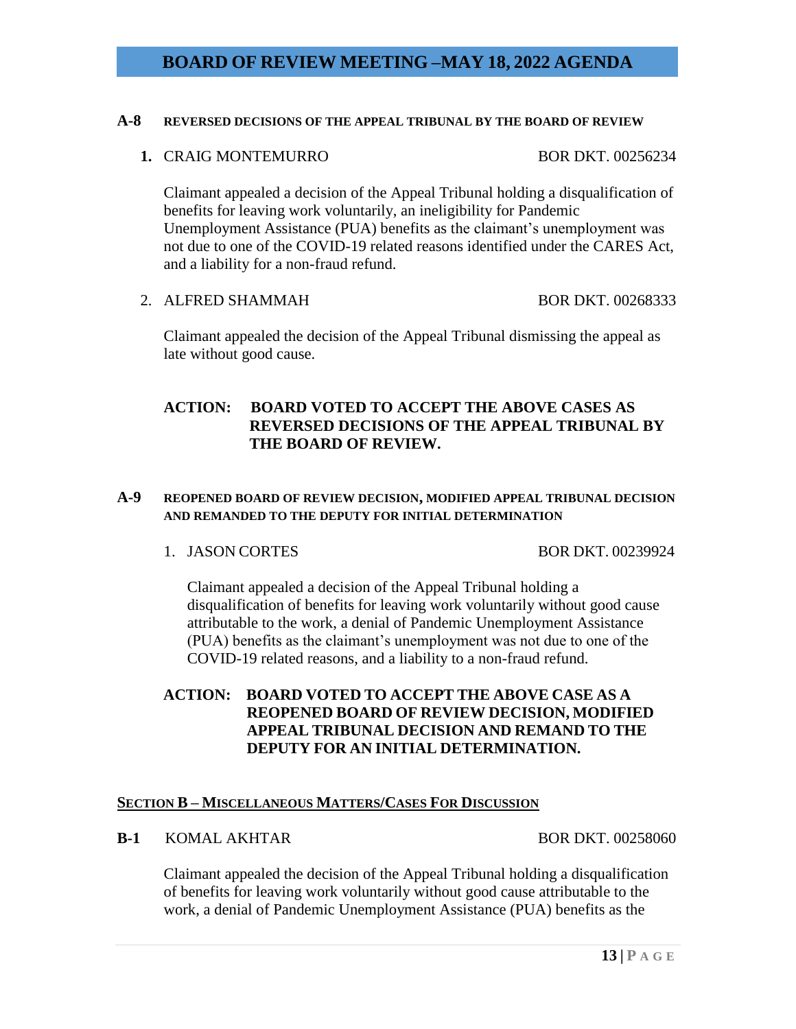## A-8 REVERSED DECISIONS OF THE APPEAL TRIBUNAL BY THE BOARD OF REVIEW

**1.** CRAIG MONTEMURRO — BOR DKT. 00256234

Claimant appealed a decision of the Appeal Tribunal holding a disqualification of benefits for leaving work voluntarily, an ineligibility for Pandemic Unemployment Assistance (PUA) benefits as the claimant's unemployment was not due to one of the COVID-19 related reasons identified under the CARES Act, and a liability for a non-fraud refund.

2. ALFRED SHAMMAH — BOR DKT. 00268333

Claimant appealed the decision of the Appeal Tribunal dismissing the appeal as late without good cause.

**ACTION: BOARD VOTED TO ACCEPT THE ABOVE CASES AS REVERSED DECISIONS OF THE APPEAL TRIBUNAL BY THE BOARD OF REVIEW.**

## A-9 REOPENED BOARD OF REVIEW DECISION, MODIFIED APPEAL TRIBUNAL DECISION AND REMANDED TO THE DEPUTY FOR INITIAL DETERMINATION

1. JASON CORTES — BOR DKT. 00239924

Claimant appealed a decision of the Appeal Tribunal holding a disqualification of benefits for leaving work voluntarily without good cause attributable to the work, a denial of Pandemic Unemployment Assistance (PUA) benefits as the claimant's unemployment was not due to one of the COVID-19 related reasons, and a liability to a non-fraud refund.

**ACTION: BOARD VOTED TO ACCEPT THE ABOVE CASE AS A REOPENED BOARD OF REVIEW DECISION, MODIFIED APPEAL TRIBUNAL DECISION AND REMAND TO THE DEPUTY FOR AN INITIAL DETERMINATION.**

## SECTION B – MISCELLANEOUS MATTERS/CASES FOR DISCUSSION

**B-1** KOMAL AKHTAR — BOR DKT. 00258060

Claimant appealed the decision of the Appeal Tribunal holding a disqualification of benefits for leaving work voluntarily without good cause attributable to the work, a denial of Pandemic Unemployment Assistance (PUA) benefits as the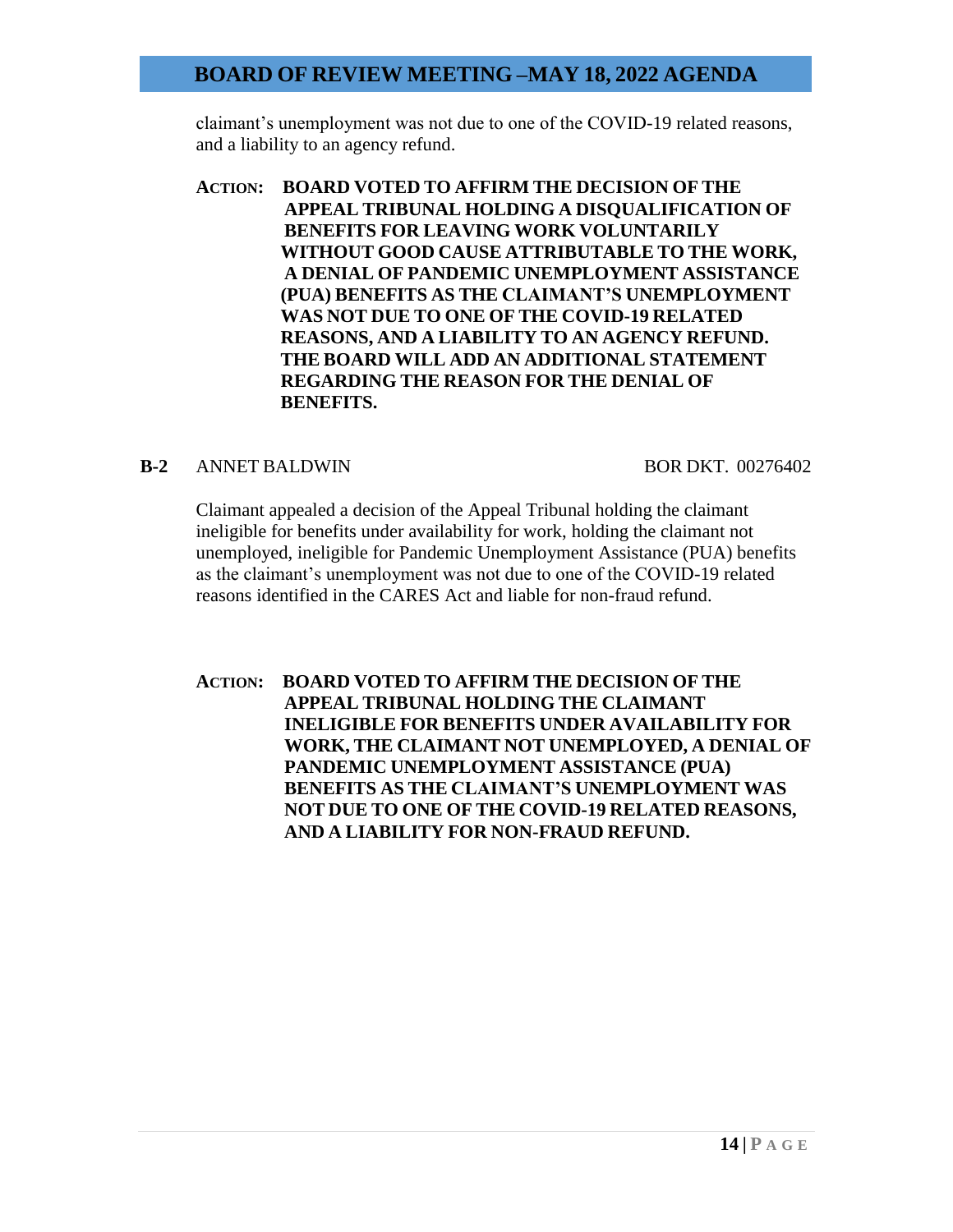claimant's unemployment was not due to one of the COVID-19 related reasons, and a liability to an agency refund.

**ACTION: BOARD VOTED TO AFFIRM THE DECISION OF THE APPEAL TRIBUNAL HOLDING A DISQUALIFICATION OF BENEFITS FOR LEAVING WORK VOLUNTARILY WITHOUT GOOD CAUSE ATTRIBUTABLE TO THE WORK, A DENIAL OF PANDEMIC UNEMPLOYMENT ASSISTANCE (PUA) BENEFITS AS THE CLAIMANT'S UNEMPLOYMENT WAS NOT DUE TO ONE OF THE COVID-19 RELATED REASONS, AND A LIABILITY TO AN AGENCY REFUND. THE BOARD WILL ADD AN ADDITIONAL STATEMENT REGARDING THE REASON FOR THE DENIAL OF BENEFITS.**

**B-2** ANNET BALDWIN BOR DKT. 00276402

Claimant appealed a decision of the Appeal Tribunal holding the claimant ineligible for benefits under availability for work, holding the claimant not unemployed, ineligible for Pandemic Unemployment Assistance (PUA) benefits as the claimant's unemployment was not due to one of the COVID-19 related reasons identified in the CARES Act and liable for non-fraud refund.

**ACTION: BOARD VOTED TO AFFIRM THE DECISION OF THE APPEAL TRIBUNAL HOLDING THE CLAIMANT INELIGIBLE FOR BENEFITS UNDER AVAILABILITY FOR WORK, THE CLAIMANT NOT UNEMPLOYED, A DENIAL OF PANDEMIC UNEMPLOYMENT ASSISTANCE (PUA) BENEFITS AS THE CLAIMANT'S UNEMPLOYMENT WAS NOT DUE TO ONE OF THE COVID-19 RELATED REASONS, AND A LIABILITY FOR NON-FRAUD REFUND.**